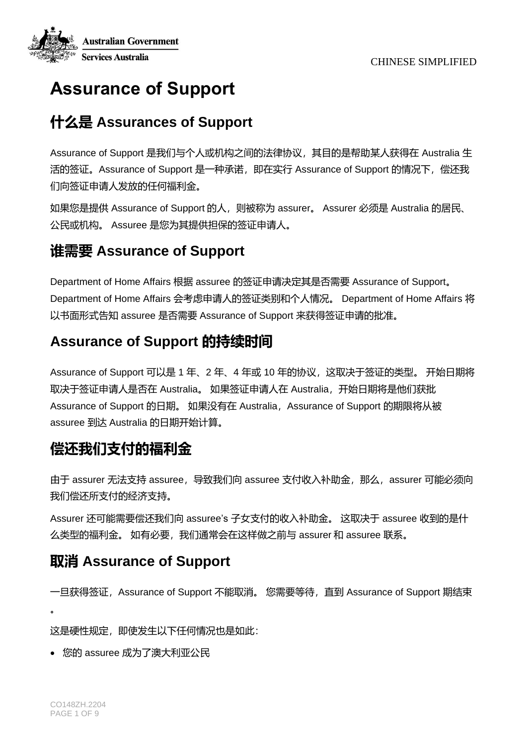# Assurance of Support

## 什么是 Assurances of Support

Assurance of Support 是我们与个人或机构之间的法律协议，其目的是帮助某人获得在 Australia 生活的签证。Assurance of Support 是一种承诺，即在实行 Assurance of Support 的情况下，偿还我们向签证申请人发放的任何福利金。

如果您是提供 Assurance of Support 的人，则被称为 assurer。 Assurer 必须是 Australia 的居民、公民或机构。 Assuree 是您为其提供担保的签证申请人。

## 谁需要 Assurance of Support

Department of Home Affairs 根据 assuree 的签证申请决定其是否需要 Assurance of Support。 Department of Home Affairs 会考虑申请人的签证类别和个人情况。 Department of Home Affairs 将以书面形式告知 assuree 是否需要 Assurance of Support 来获得签证申请的批准。

## Assurance of Support 的持续时间

Assurance of Support 可以是 1 年、2 年、4 年或 10 年的协议，这取决于签证的类型。 开始日期将取决于签证申请人是否在 Australia。 如果签证申请人在 Australia，开始日期将是他们获批 Assurance of Support 的日期。 如果没有在 Australia，Assurance of Support 的期限将从被 assuree 到达 Australia 的日期开始计算。

## 偿还我们支付的福利金

由于 assurer 无法支持 assuree，导致我们向 assuree 支付收入补助金，那么，assurer 可能必须向我们偿还所支付的经济支持。

Assurer 还可能需要偿还我们向 assuree's 子女支付的收入补助金。 这取决于 assuree 收到的是什么类型的福利金。 如有必要，我们通常会在这样做之前与 assurer 和 assuree 联系。

## 取消 Assurance of Support

一旦获得签证，Assurance of Support 不能取消。 您需要等待，直到 Assurance of Support 期结束。

这是硬性规定，即使发生以下任何情况也是如此：

- 您的 assuree 成为了澳大利亚公民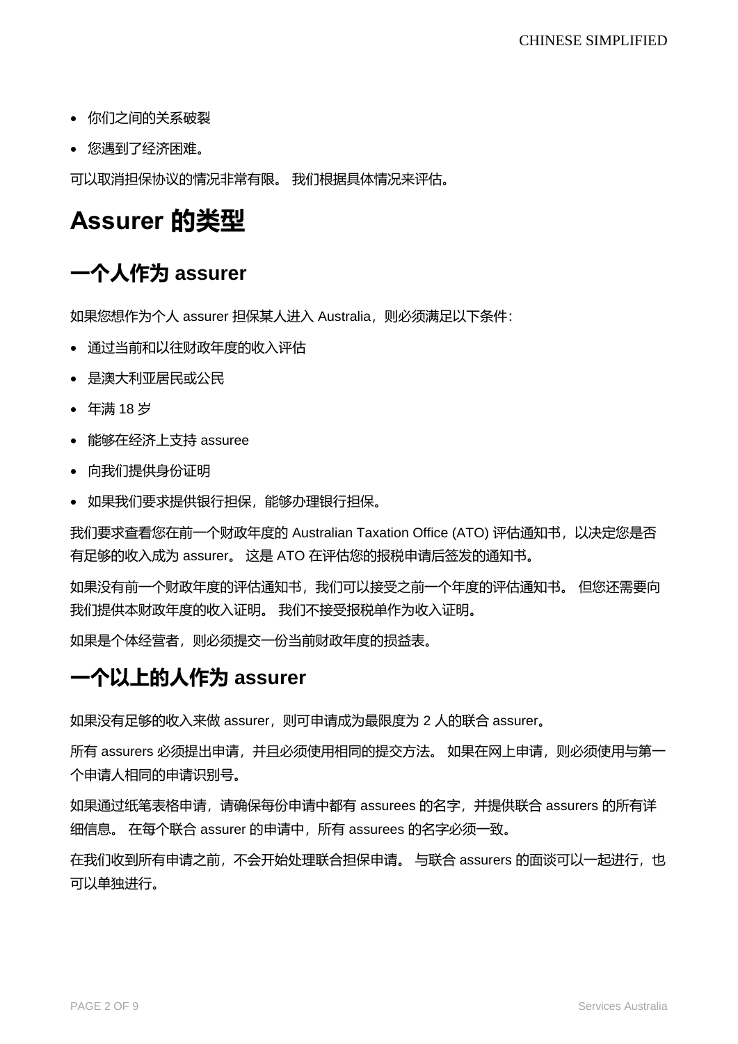- 你们之间的关系破裂
- 您遇到了经济困难。

可以取消担保协议的情况非常有限。 我们根据具体情况来评估。

# Assurer 的类型

## 一个人作为 assurer

如果您想作为个人 assurer 担保某人进入 Australia，则必须满足以下条件：

- 通过当前和以往财政年度的收入评估
- 是澳大利亚居民或公民
- 年满 18 岁
- 能够在经济上支持 assuree
- 向我们提供身份证明
- 如果我们要求提供银行担保，能够办理银行担保。

我们要求查看您在前一个财政年度的 Australian Taxation Office (ATO) 评估通知书，以决定您是否有足够的收入成为 assurer。 这是 ATO 在评估您的报税申请后签发的通知书。

如果没有前一个财政年度的评估通知书，我们可以接受之前一个年度的评估通知书。 但您还需要向我们提供本财政年度的收入证明。 我们不接受报税单作为收入证明。

如果是个体经营者，则必须提交一份当前财政年度的损益表。

## 一个以上的人作为 assurer

如果没有足够的收入来做 assurer，则可申请成为最限度为 2 人的联合 assurer。

所有 assurers 必须提出申请，并且必须使用相同的提交方法。 如果在网上申请，则必须使用与第一个申请人相同的申请识别号。

如果通过纸笔表格申请，请确保每份申请中都有 assurees 的名字，并提供联合 assurers 的所有详细信息。 在每个联合 assurer 的申请中，所有 assurees 的名字必须一致。

在我们收到所有申请之前，不会开始处理联合担保申请。 与联合 assurers 的面谈可以一起进行，也可以单独进行。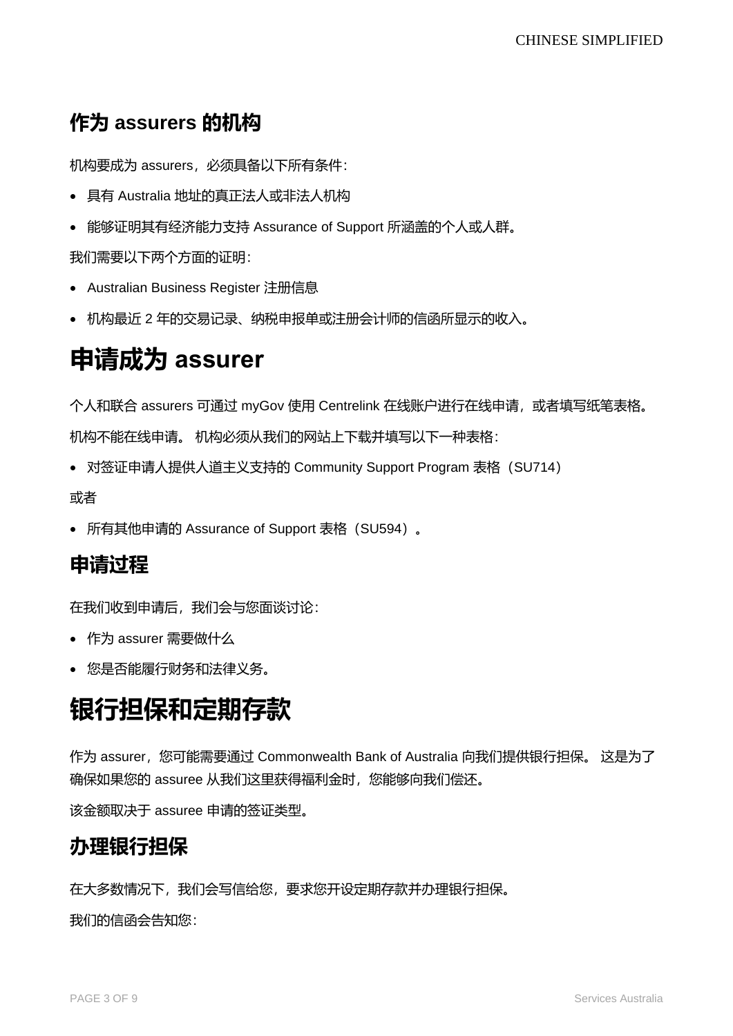## 作为 assurers 的机构

机构要成为 assurers，必须具备以下所有条件：

- 具有 Australia 地址的真正法人或非法人机构
- 能够证明其有经济能力支持 Assurance of Support 所涵盖的个人或人群。

我们需要以下两个方面的证明：

- Australian Business Register 注册信息
- 机构最近 2 年的交易记录、纳税申报单或注册会计师的信函所显示的收入。

# 申请成为 assurer

个人和联合 assurers 可通过 myGov 使用 Centrelink 在线账户进行在线申请，或者填写纸笔表格。

机构不能在线申请。 机构必须从我们的网站上下载并填写以下一种表格：

- 对签证申请人提供人道主义支持的 Community Support Program 表格（SU714）

或者

- 所有其他申请的 Assurance of Support 表格（SU594）。

## 申请过程

在我们收到申请后，我们会与您面谈讨论：

- 作为 assurer 需要做什么
- 您是否能履行财务和法律义务。

# 银行担保和定期存款

作为 assurer，您可能需要通过 Commonwealth Bank of Australia 向我们提供银行担保。 这是为了确保如果您的 assuree 从我们这里获得福利金时，您能够向我们偿还。

该金额取决于 assuree 申请的签证类型。

## 办理银行担保

在大多数情况下，我们会写信给您，要求您开设定期存款并办理银行担保。

我们的信函会告知您：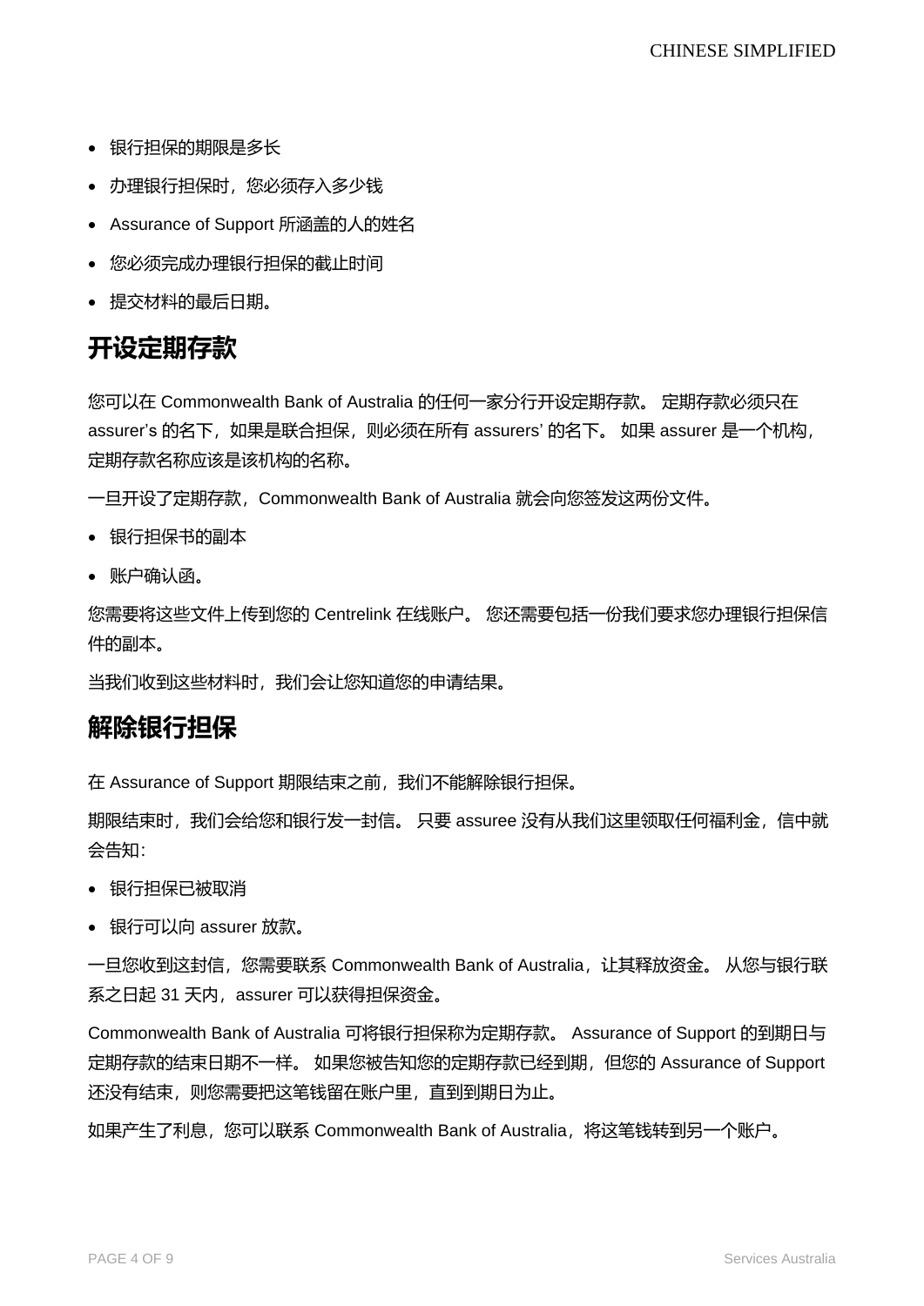- 银行担保的期限是多长
- 办理银行担保时，您必须存入多少钱
- Assurance of Support 所涵盖的人的姓名
- 您必须完成办理银行担保的截止时间
- 提交材料的最后日期。

## 开设定期存款

您可以在 Commonwealth Bank of Australia 的任何一家分行开设定期存款。 定期存款必须只在 assurer's 的名下，如果是联合担保，则必须在所有 assurers' 的名下。 如果 assurer 是一个机构，定期存款名称应该是该机构的名称。

一旦开设了定期存款，Commonwealth Bank of Australia 就会向您签发这两份文件。

- 银行担保书的副本
- 账户确认函。

您需要将这些文件上传到您的 Centrelink 在线账户。 您还需要包括一份我们要求您办理银行担保信件的副本。

当我们收到这些材料时，我们会让您知道您的申请结果。

## 解除银行担保

在 Assurance of Support 期限结束之前，我们不能解除银行担保。

期限结束时，我们会给您和银行发一封信。 只要 assuree 没有从我们这里领取任何福利金，信中就会告知：

- 银行担保已被取消
- 银行可以向 assurer 放款。

一旦您收到这封信，您需要联系 Commonwealth Bank of Australia，让其释放资金。 从您与银行联系之日起 31 天内，assurer 可以获得担保资金。

Commonwealth Bank of Australia 可将银行担保称为定期存款。 Assurance of Support 的到期日与定期存款的结束日期不一样。 如果您被告知您的定期存款已经到期，但您的 Assurance of Support 还没有结束，则您需要把这笔钱留在账户里，直到到期日为止。

如果产生了利息，您可以联系 Commonwealth Bank of Australia，将这笔钱转到另一个账户。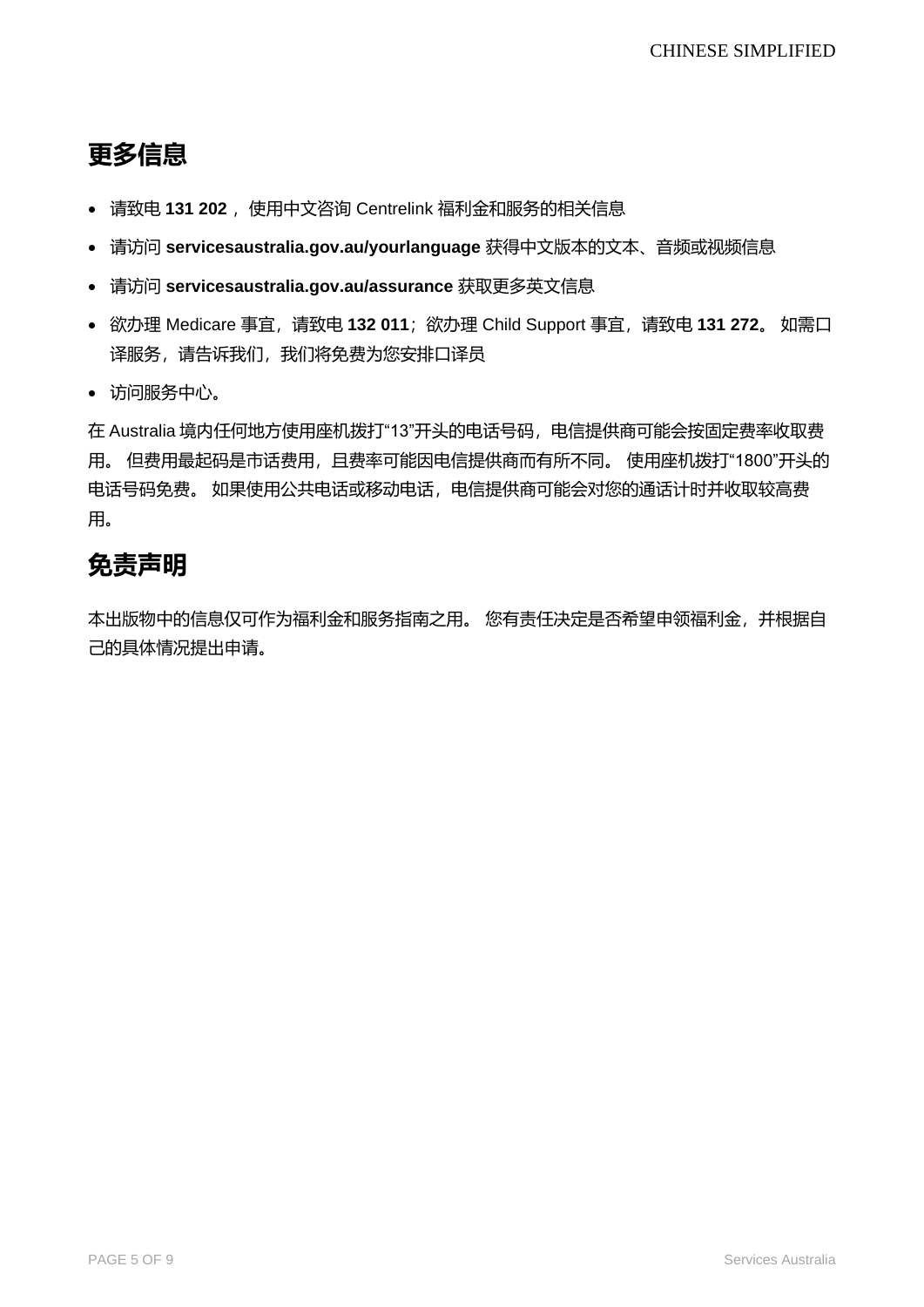## 更多信息

- 请致电 **131 202**， 使用中文咨询 Centrelink 福利金和服务的相关信息
- 请访问 **servicesaustralia.gov.au/yourlanguage** 获得中文版本的文本、音频或视频信息
- 请访问 **servicesaustralia.gov.au/assurance** 获取更多英文信息
- 欲办理 Medicare 事宜，请致电 **132 011**；欲办理 Child Support 事宜，请致电 **131 272**。 如需口译服务，请告诉我们，我们将免费为您安排口译员
- 访问服务中心。

在 Australia 境内任何地方使用座机拨打"13"开头的电话号码，电信提供商可能会按固定费率收取费用。 但费用最起码是市话费用，且费率可能因电信提供商而有所不同。 使用座机拨打"1800"开头的电话号码免费。 如果使用公共电话或移动电话，电信提供商可能会对您的通话计时并收取较高费用。

## 免责声明

本出版物中的信息仅可作为福利金和服务指南之用。 您有责任决定是否希望申领福利金，并根据自己的具体情况提出申请。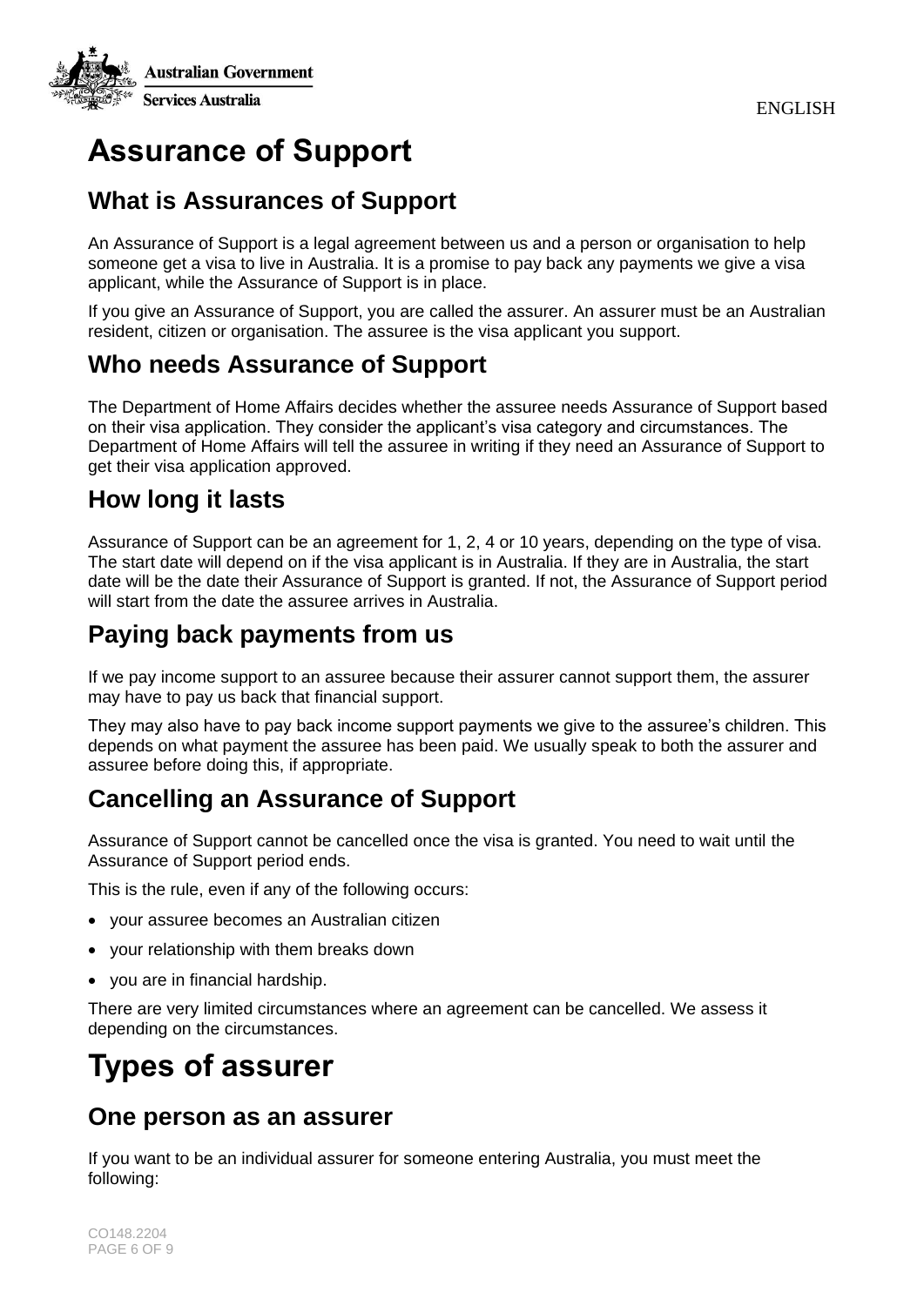# Assurance of Support

## What is Assurances of Support

An Assurance of Support is a legal agreement between us and a person or organisation to help someone get a visa to live in Australia. It is a promise to pay back any payments we give a visa applicant, while the Assurance of Support is in place.

If you give an Assurance of Support, you are called the assurer. An assurer must be an Australian resident, citizen or organisation. The assuree is the visa applicant you support.

## Who needs Assurance of Support

The Department of Home Affairs decides whether the assuree needs Assurance of Support based on their visa application. They consider the applicant's visa category and circumstances. The Department of Home Affairs will tell the assuree in writing if they need an Assurance of Support to get their visa application approved.

## How long it lasts

Assurance of Support can be an agreement for 1, 2, 4 or 10 years, depending on the type of visa. The start date will depend on if the visa applicant is in Australia. If they are in Australia, the start date will be the date their Assurance of Support is granted. If not, the Assurance of Support period will start from the date the assuree arrives in Australia.

## Paying back payments from us

If we pay income support to an assuree because their assurer cannot support them, the assurer may have to pay us back that financial support.

They may also have to pay back income support payments we give to the assuree's children. This depends on what payment the assuree has been paid. We usually speak to both the assurer and assuree before doing this, if appropriate.

## Cancelling an Assurance of Support

Assurance of Support cannot be cancelled once the visa is granted. You need to wait until the Assurance of Support period ends.

This is the rule, even if any of the following occurs:

- your assuree becomes an Australian citizen
- your relationship with them breaks down
- you are in financial hardship.

There are very limited circumstances where an agreement can be cancelled. We assess it depending on the circumstances.

# Types of assurer

## One person as an assurer

If you want to be an individual assurer for someone entering Australia, you must meet the following: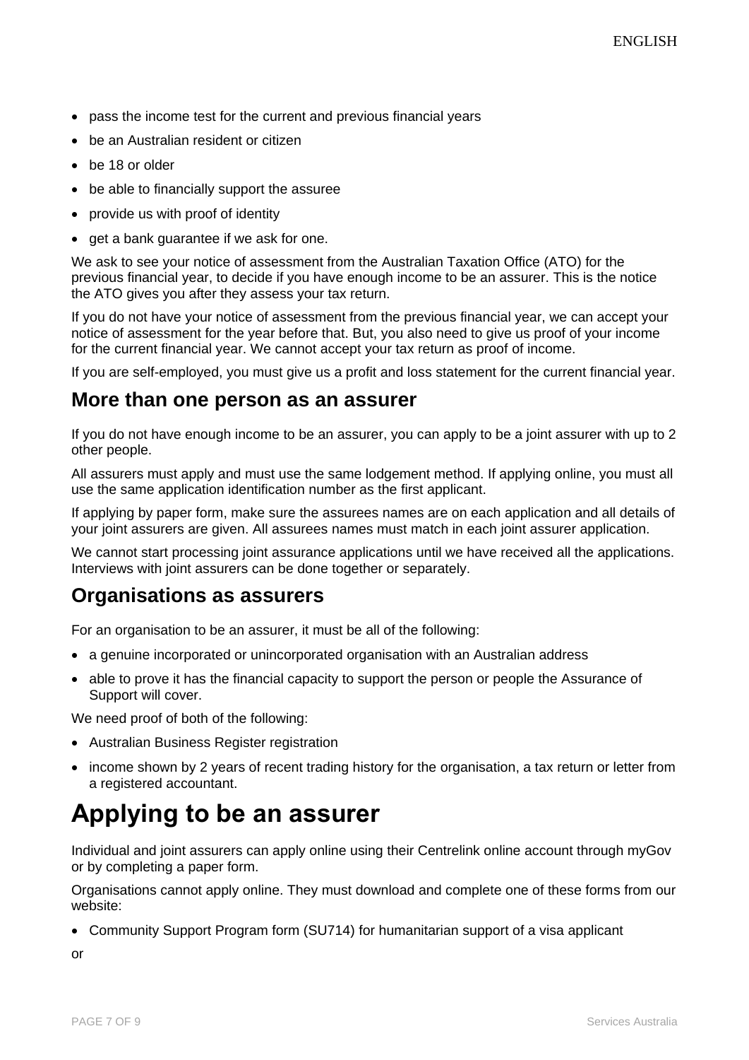- pass the income test for the current and previous financial years
- be an Australian resident or citizen
- be 18 or older
- be able to financially support the assuree
- provide us with proof of identity
- get a bank guarantee if we ask for one.

We ask to see your notice of assessment from the Australian Taxation Office (ATO) for the previous financial year, to decide if you have enough income to be an assurer. This is the notice the ATO gives you after they assess your tax return.

If you do not have your notice of assessment from the previous financial year, we can accept your notice of assessment for the year before that. But, you also need to give us proof of your income for the current financial year. We cannot accept your tax return as proof of income.

If you are self-employed, you must give us a profit and loss statement for the current financial year.

## More than one person as an assurer

If you do not have enough income to be an assurer, you can apply to be a joint assurer with up to 2 other people.

All assurers must apply and must use the same lodgement method. If applying online, you must all use the same application identification number as the first applicant.

If applying by paper form, make sure the assurees names are on each application and all details of your joint assurers are given. All assurees names must match in each joint assurer application.

We cannot start processing joint assurance applications until we have received all the applications. Interviews with joint assurers can be done together or separately.

## Organisations as assurers

For an organisation to be an assurer, it must be all of the following:

- a genuine incorporated or unincorporated organisation with an Australian address
- able to prove it has the financial capacity to support the person or people the Assurance of Support will cover.

We need proof of both of the following:

- Australian Business Register registration
- income shown by 2 years of recent trading history for the organisation, a tax return or letter from a registered accountant.

# Applying to be an assurer

Individual and joint assurers can apply online using their Centrelink online account through myGov or by completing a paper form.

Organisations cannot apply online. They must download and complete one of these forms from our website:

- Community Support Program form (SU714) for humanitarian support of a visa applicant

or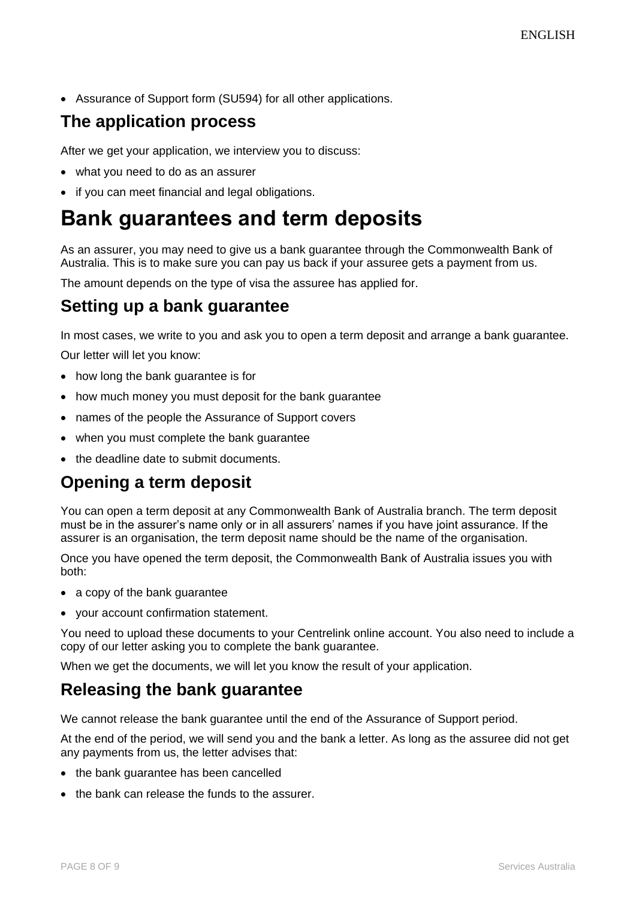- Assurance of Support form (SU594) for all other applications.

## The application process

After we get your application, we interview you to discuss:

- what you need to do as an assurer
- if you can meet financial and legal obligations.

# Bank guarantees and term deposits

As an assurer, you may need to give us a bank guarantee through the Commonwealth Bank of Australia. This is to make sure you can pay us back if your assuree gets a payment from us.

The amount depends on the type of visa the assuree has applied for.

## Setting up a bank guarantee

In most cases, we write to you and ask you to open a term deposit and arrange a bank guarantee.

Our letter will let you know:

- how long the bank guarantee is for
- how much money you must deposit for the bank guarantee
- names of the people the Assurance of Support covers
- when you must complete the bank guarantee
- the deadline date to submit documents.

## Opening a term deposit

You can open a term deposit at any Commonwealth Bank of Australia branch. The term deposit must be in the assurer's name only or in all assurers' names if you have joint assurance. If the assurer is an organisation, the term deposit name should be the name of the organisation.

Once you have opened the term deposit, the Commonwealth Bank of Australia issues you with both:

- a copy of the bank guarantee
- your account confirmation statement.

You need to upload these documents to your Centrelink online account. You also need to include a copy of our letter asking you to complete the bank guarantee.

When we get the documents, we will let you know the result of your application.

## Releasing the bank guarantee

We cannot release the bank guarantee until the end of the Assurance of Support period.

At the end of the period, we will send you and the bank a letter. As long as the assuree did not get any payments from us, the letter advises that:

- the bank guarantee has been cancelled
- the bank can release the funds to the assurer.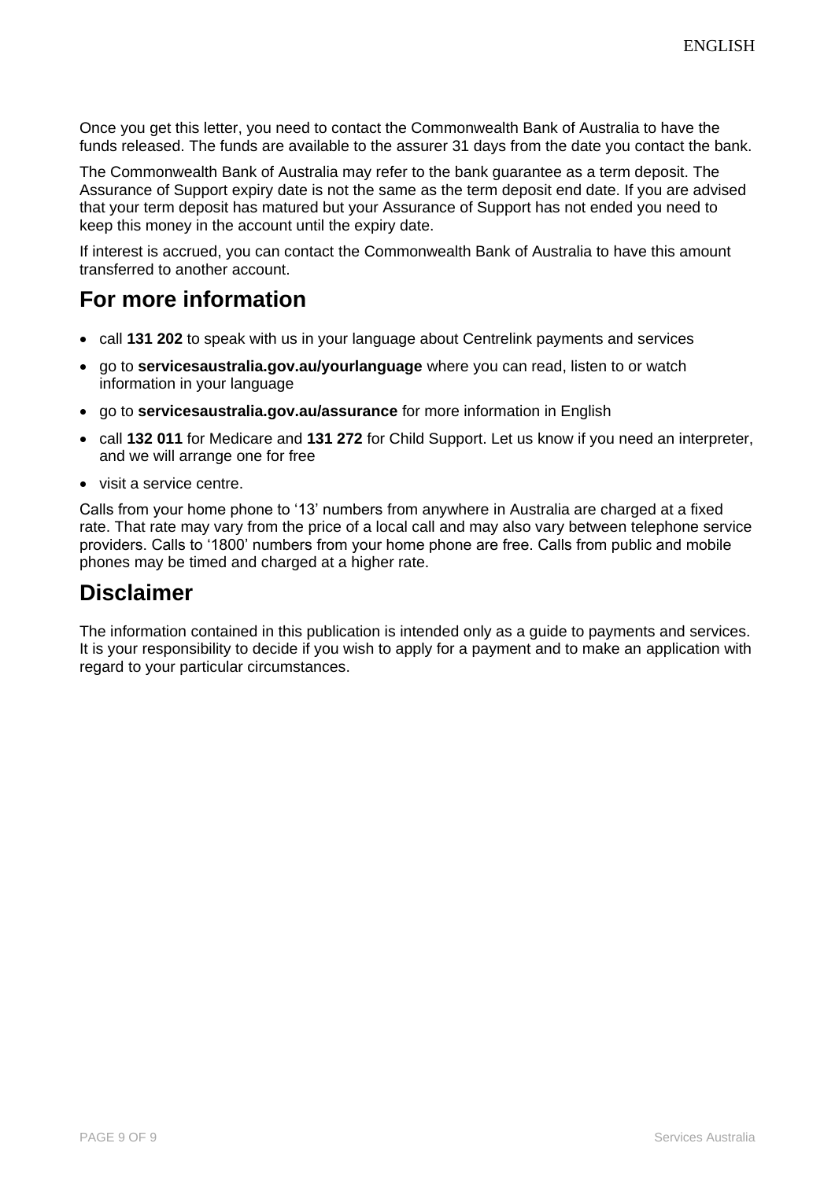Once you get this letter, you need to contact the Commonwealth Bank of Australia to have the funds released. The funds are available to the assurer 31 days from the date you contact the bank.

The Commonwealth Bank of Australia may refer to the bank guarantee as a term deposit. The Assurance of Support expiry date is not the same as the term deposit end date. If you are advised that your term deposit has matured but your Assurance of Support has not ended you need to keep this money in the account until the expiry date.

If interest is accrued, you can contact the Commonwealth Bank of Australia to have this amount transferred to another account.

## For more information

- call **131 202** to speak with us in your language about Centrelink payments and services
- go to **servicesaustralia.gov.au/yourlanguage** where you can read, listen to or watch information in your language
- go to **servicesaustralia.gov.au/assurance** for more information in English
- call **132 011** for Medicare and **131 272** for Child Support. Let us know if you need an interpreter, and we will arrange one for free
- visit a service centre.

Calls from your home phone to '13' numbers from anywhere in Australia are charged at a fixed rate. That rate may vary from the price of a local call and may also vary between telephone service providers. Calls to '1800' numbers from your home phone are free. Calls from public and mobile phones may be timed and charged at a higher rate.

## Disclaimer

The information contained in this publication is intended only as a guide to payments and services. It is your responsibility to decide if you wish to apply for a payment and to make an application with regard to your particular circumstances.